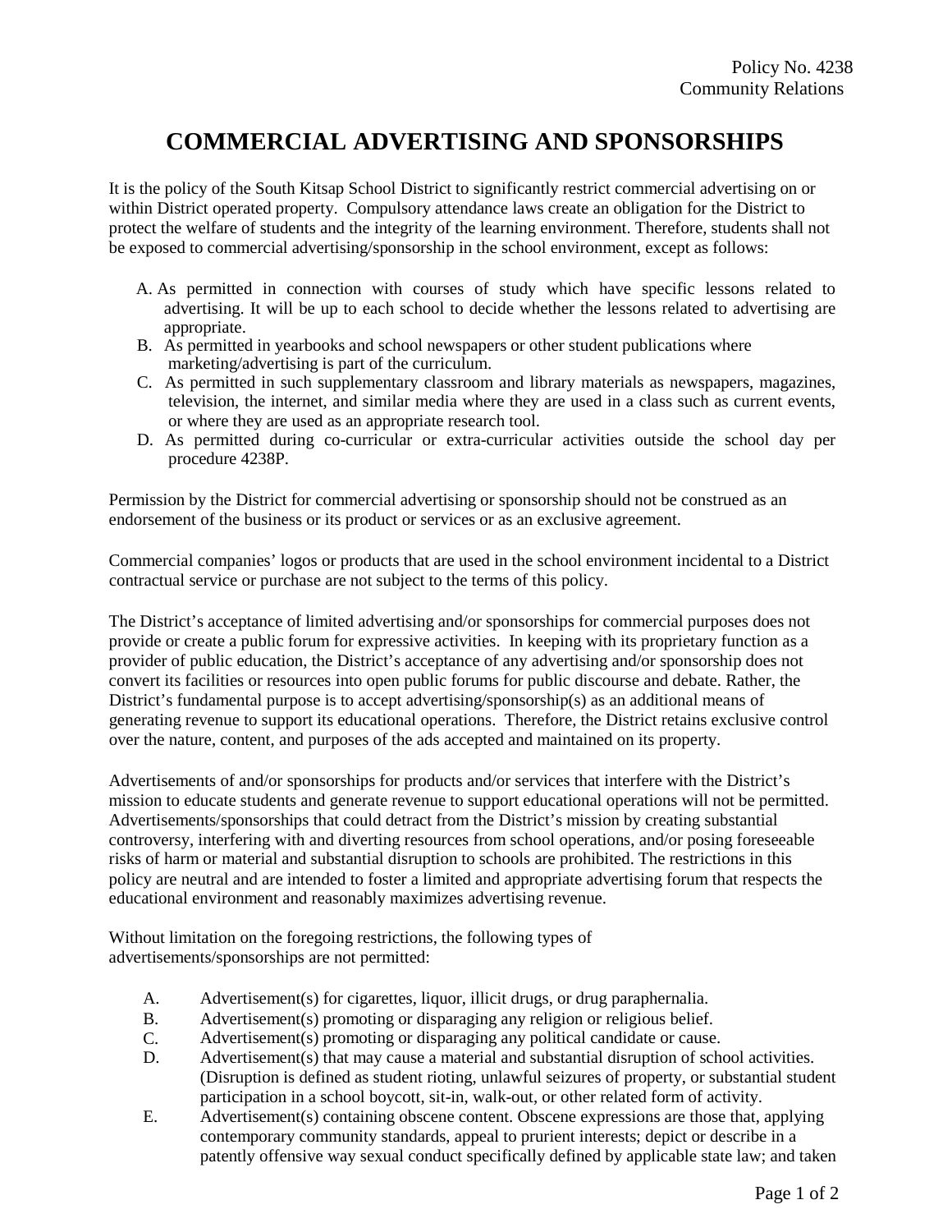Policy No. 4238
Community Relations

# COMMERCIAL ADVERTISING AND SPONSORSHIPS

It is the policy of the South Kitsap School District to significantly restrict commercial advertising on or within District operated property. Compulsory attendance laws create an obligation for the District to protect the welfare of students and the integrity of the learning environment. Therefore, students shall not be exposed to commercial advertising/sponsorship in the school environment, except as follows:

A. As permitted in connection with courses of study which have specific lessons related to advertising. It will be up to each school to decide whether the lessons related to advertising are appropriate.
B. As permitted in yearbooks and school newspapers or other student publications where marketing/advertising is part of the curriculum.
C. As permitted in such supplementary classroom and library materials as newspapers, magazines, television, the internet, and similar media where they are used in a class such as current events, or where they are used as an appropriate research tool.
D. As permitted during co-curricular or extra-curricular activities outside the school day per procedure 4238P.

Permission by the District for commercial advertising or sponsorship should not be construed as an endorsement of the business or its product or services or as an exclusive agreement.

Commercial companies' logos or products that are used in the school environment incidental to a District contractual service or purchase are not subject to the terms of this policy.

The District's acceptance of limited advertising and/or sponsorships for commercial purposes does not provide or create a public forum for expressive activities. In keeping with its proprietary function as a provider of public education, the District's acceptance of any advertising and/or sponsorship does not convert its facilities or resources into open public forums for public discourse and debate. Rather, the District's fundamental purpose is to accept advertising/sponsorship(s) as an additional means of generating revenue to support its educational operations. Therefore, the District retains exclusive control over the nature, content, and purposes of the ads accepted and maintained on its property.

Advertisements of and/or sponsorships for products and/or services that interfere with the District's mission to educate students and generate revenue to support educational operations will not be permitted. Advertisements/sponsorships that could detract from the District's mission by creating substantial controversy, interfering with and diverting resources from school operations, and/or posing foreseeable risks of harm or material and substantial disruption to schools are prohibited. The restrictions in this policy are neutral and are intended to foster a limited and appropriate advertising forum that respects the educational environment and reasonably maximizes advertising revenue.

Without limitation on the foregoing restrictions, the following types of advertisements/sponsorships are not permitted:

A. Advertisement(s) for cigarettes, liquor, illicit drugs, or drug paraphernalia.
B. Advertisement(s) promoting or disparaging any religion or religious belief.
C. Advertisement(s) promoting or disparaging any political candidate or cause.
D. Advertisement(s) that may cause a material and substantial disruption of school activities. (Disruption is defined as student rioting, unlawful seizures of property, or substantial student participation in a school boycott, sit-in, walk-out, or other related form of activity.
E. Advertisement(s) containing obscene content. Obscene expressions are those that, applying contemporary community standards, appeal to prurient interests; depict or describe in a patently offensive way sexual conduct specifically defined by applicable state law; and taken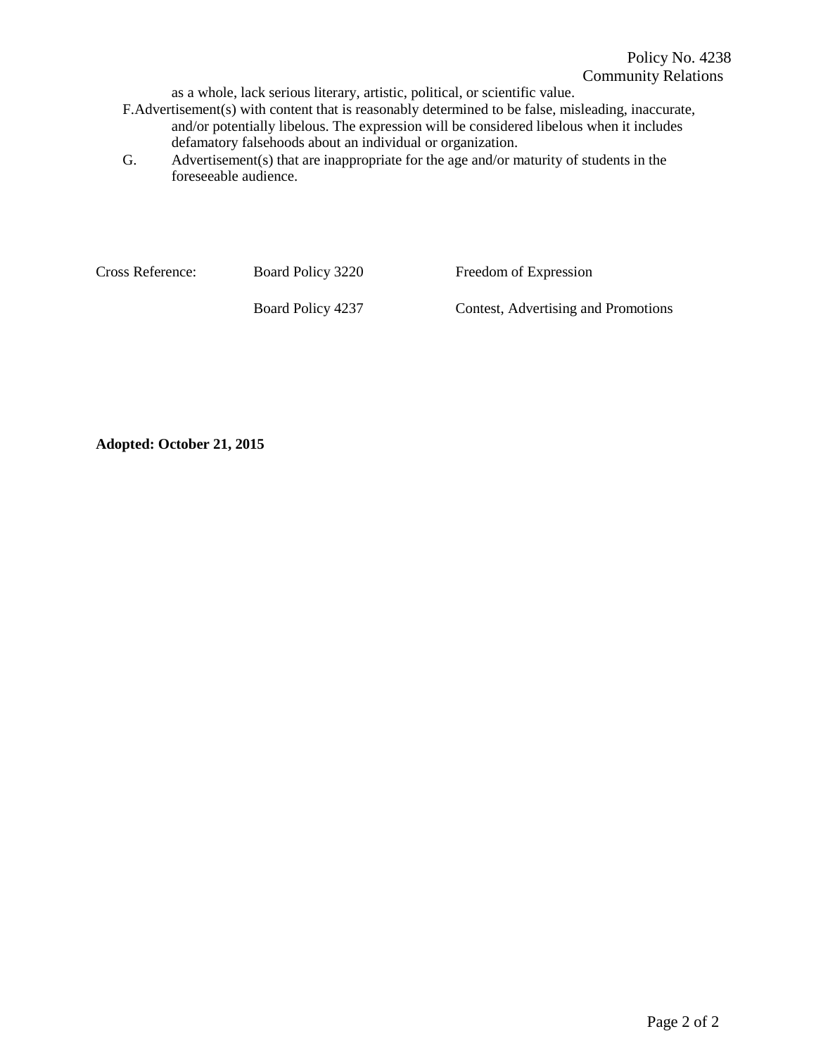as a whole, lack serious literary, artistic, political, or scientific value.

F. Advertisement(s) with content that is reasonably determined to be false, misleading, inaccurate, and/or potentially libelous. The expression will be considered libelous when it includes defamatory falsehoods about an individual or organization.

G. Advertisement(s) that are inappropriate for the age and/or maturity of students in the foreseeable audience.

| | | |
|---|---|---|
| Cross Reference: | Board Policy 3220 | Freedom of Expression |
| | Board Policy 4237 | Contest, Advertising and Promotions |

**Adopted: October 21, 2015**